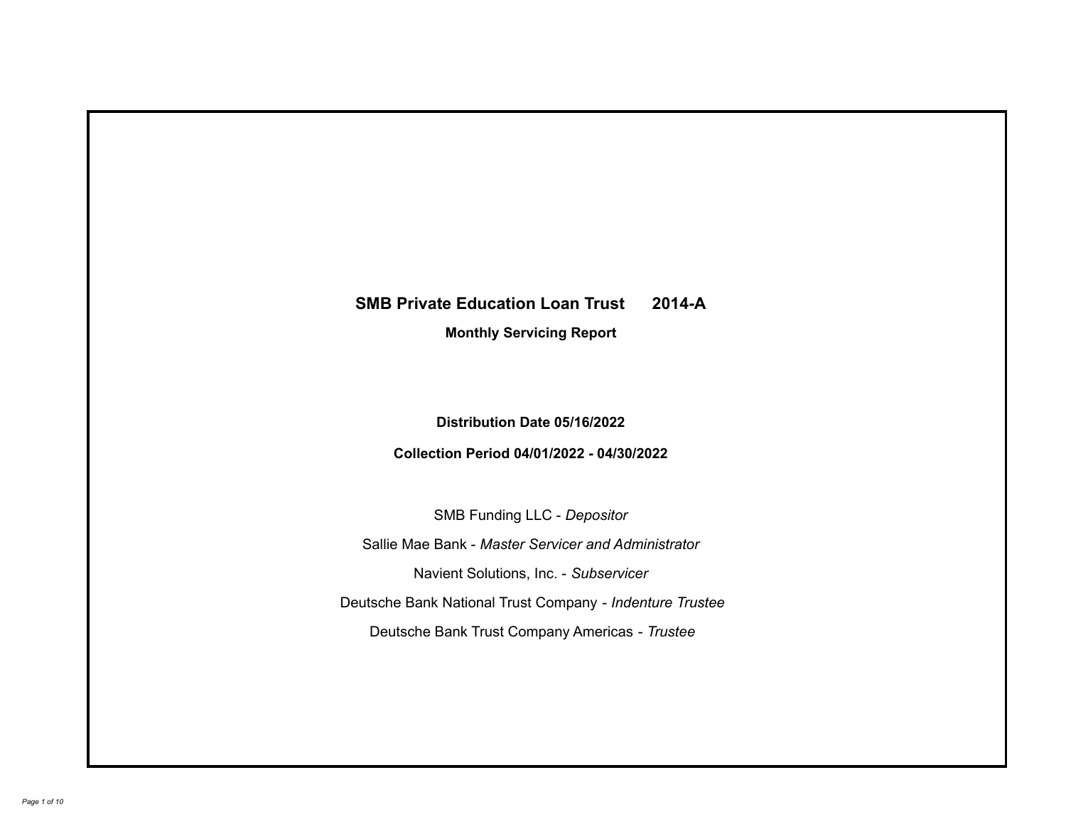# SMB Private Education Loan Trust 2014-A

## Monthly Servicing Report

**Distribution Date 05/16/2022**

**Collection Period 04/01/2022 - 04/30/2022**

SMB Funding LLC - *Depositor*

Sallie Mae Bank - *Master Servicer and Administrator*

Navient Solutions, Inc. - *Subservicer*

Deutsche Bank National Trust Company - *Indenture Trustee*

Deutsche Bank Trust Company Americas - *Trustee*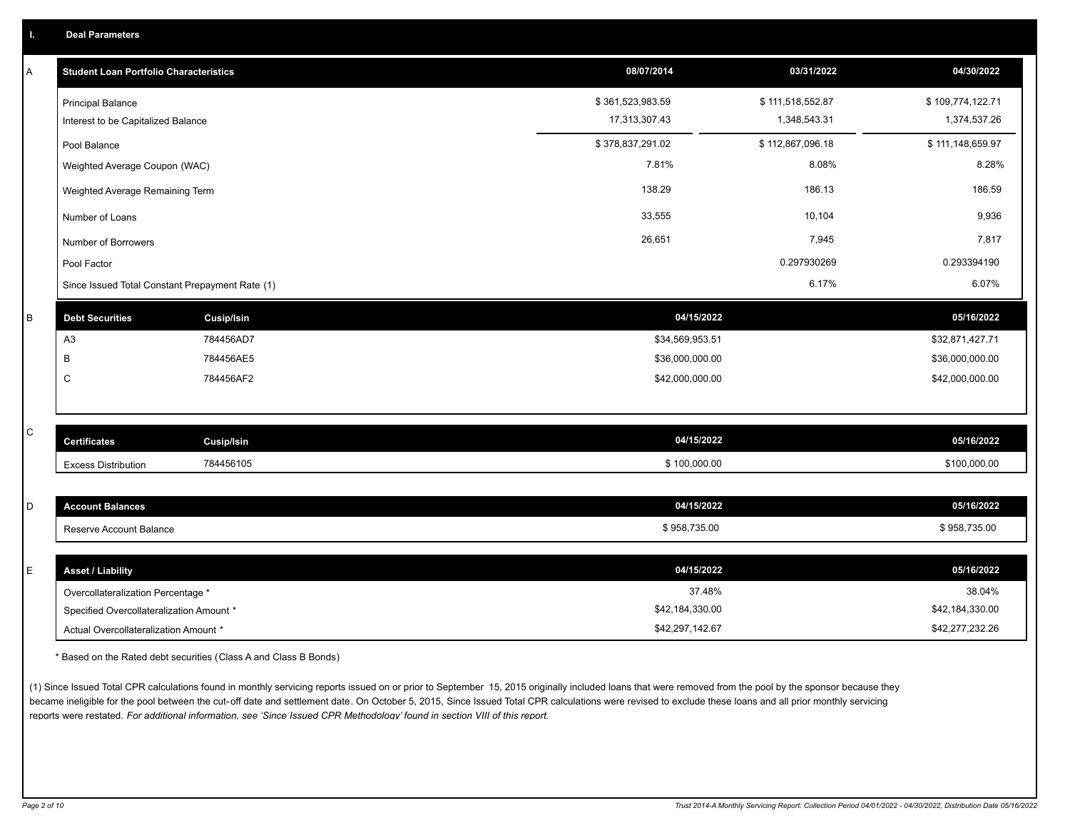## I. Deal Parameters

### A

| Student Loan Portfolio Characteristics | 08/07/2014 | 03/31/2022 | 04/30/2022 |
|---|---|---|---|
| Principal Balance | $ 361,523,983.59 | $ 111,518,552.87 | $ 109,774,122.71 |
| Interest to be Capitalized Balance | 17,313,307.43 | 1,348,543.31 | 1,374,537.26 |
| Pool Balance | $ 378,837,291.02 | $ 112,867,096.18 | $ 111,148,659.97 |
| Weighted Average Coupon (WAC) | 7.81% | 8.08% | 8.28% |
| Weighted Average Remaining Term | 138.29 | 186.13 | 186.59 |
| Number of Loans | 33,555 | 10,104 | 9,936 |
| Number of Borrowers | 26,651 | 7,945 | 7,817 |
| Pool Factor | | 0.297930269 | 0.293394190 |
| Since Issued Total Constant Prepayment Rate (1) | | 6.17% | 6.07% |

### B

| Debt Securities | Cusip/Isin | 04/15/2022 | 05/16/2022 |
|---|---|---|---|
| A3 | 784456AD7 | $34,569,953.51 | $32,871,427.71 |
| B | 784456AE5 | $36,000,000.00 | $36,000,000.00 |
| C | 784456AF2 | $42,000,000.00 | $42,000,000.00 |

### C

| Certificates | Cusip/Isin | 04/15/2022 | 05/16/2022 |
|---|---|---|---|
| Excess Distribution | 784456105 | $ 100,000.00 | $100,000.00 |

### D

| Account Balances | 04/15/2022 | 05/16/2022 |
|---|---|---|
| Reserve Account Balance | $ 958,735.00 | $ 958,735.00 |

### E

| Asset / Liability | 04/15/2022 | 05/16/2022 |
|---|---|---|
| Overcollateralization Percentage * | 37.48% | 38.04% |
| Specified Overcollateralization Amount * | $42,184,330.00 | $42,184,330.00 |
| Actual Overcollateralization Amount * | $42,297,142.67 | $42,277,232.26 |

* Based on the Rated debt securities (Class A and Class B Bonds)

(1) Since Issued Total CPR calculations found in monthly servicing reports issued on or prior to September 15, 2015 originally included loans that were removed from the pool by the sponsor because they became ineligible for the pool between the cut-off date and settlement date. On October 5, 2015, Since Issued Total CPR calculations were revised to exclude these loans and all prior monthly servicing reports were restated. *For additional information, see 'Since Issued CPR Methodology' found in section VIII of this report.*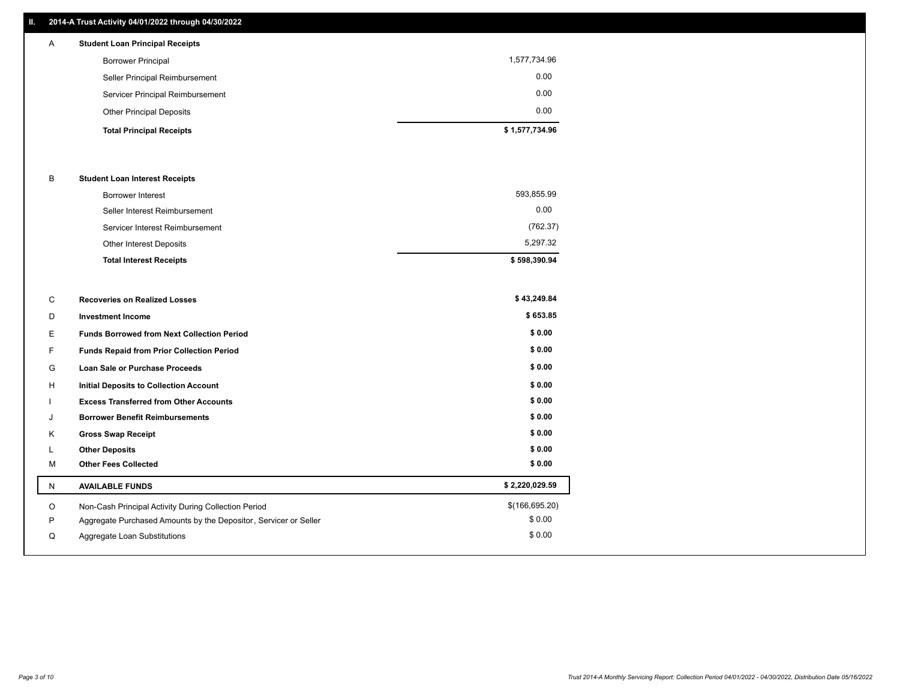## II. 2014-A Trust Activity 04/01/2022 through 04/30/2022

| | | |
|---|---|---|
| A | **Student Loan Principal Receipts** | |
| | Borrower Principal | 1,577,734.96 |
| | Seller Principal Reimbursement | 0.00 |
| | Servicer Principal Reimbursement | 0.00 |
| | Other Principal Deposits | 0.00 |
| | **Total Principal Receipts** | **$ 1,577,734.96** |
| B | **Student Loan Interest Receipts** | |
| | Borrower Interest | 593,855.99 |
| | Seller Interest Reimbursement | 0.00 |
| | Servicer Interest Reimbursement | (762.37) |
| | Other Interest Deposits | 5,297.32 |
| | **Total Interest Receipts** | **$ 598,390.94** |
| C | **Recoveries on Realized Losses** | **$ 43,249.84** |
| D | **Investment Income** | **$ 653.85** |
| E | **Funds Borrowed from Next Collection Period** | **$ 0.00** |
| F | **Funds Repaid from Prior Collection Period** | **$ 0.00** |
| G | **Loan Sale or Purchase Proceeds** | **$ 0.00** |
| H | **Initial Deposits to Collection Account** | **$ 0.00** |
| I | **Excess Transferred from Other Accounts** | **$ 0.00** |
| J | **Borrower Benefit Reimbursements** | **$ 0.00** |
| K | **Gross Swap Receipt** | **$ 0.00** |
| L | **Other Deposits** | **$ 0.00** |
| M | **Other Fees Collected** | **$ 0.00** |
| N | **AVAILABLE FUNDS** | **$ 2,220,029.59** |
| O | Non-Cash Principal Activity During Collection Period | $(166,695.20) |
| P | Aggregate Purchased Amounts by the Depositor, Servicer or Seller | $ 0.00 |
| Q | Aggregate Loan Substitutions | $ 0.00 |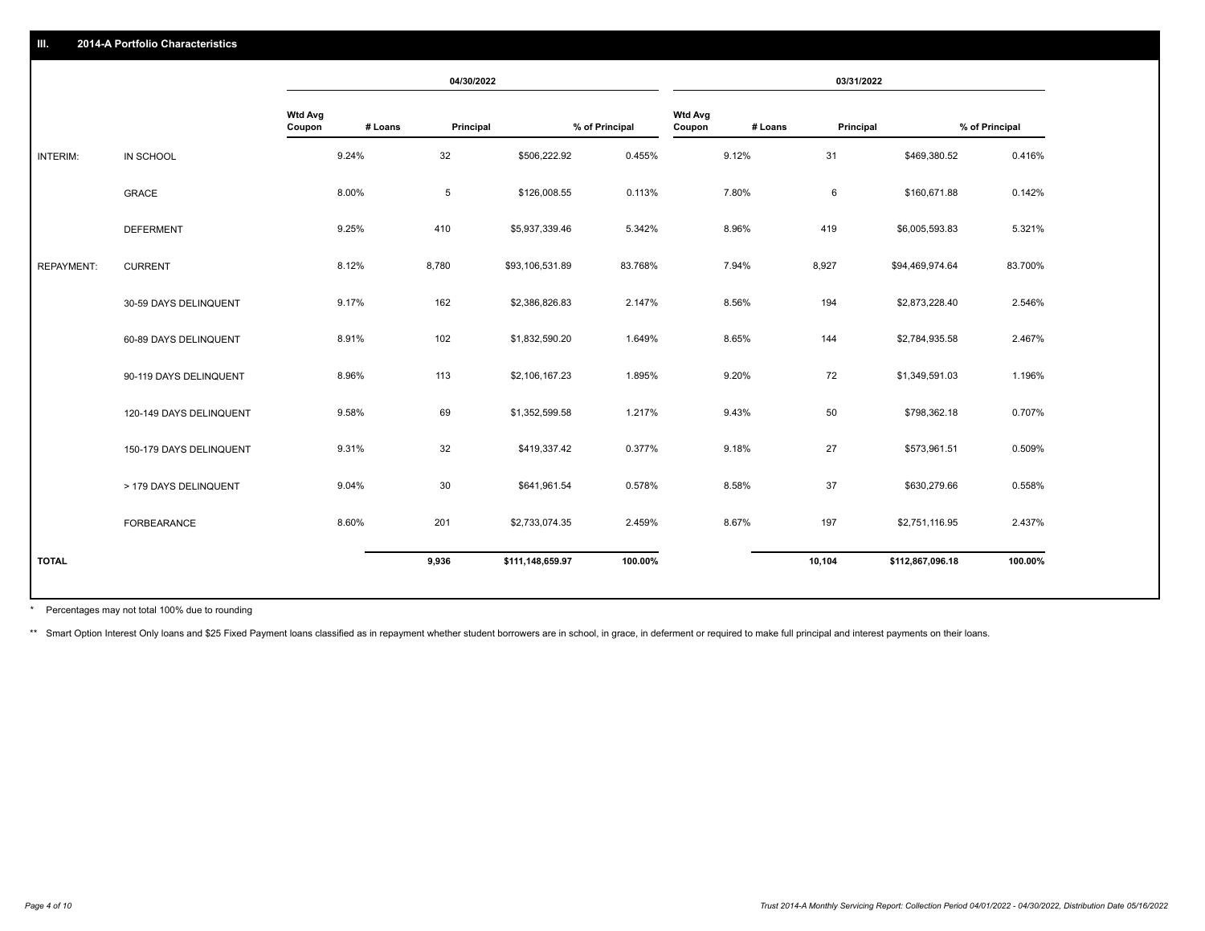## III. 2014-A Portfolio Characteristics

| | | 04/30/2022 | | | | 03/31/2022 | | | |
|---|---|---|---|---|---|---|---|---|---|
| | | Wtd Avg Coupon | # Loans | Principal | % of Principal | Wtd Avg Coupon | # Loans | Principal | % of Principal |
| INTERIM: | IN SCHOOL | 9.24% | 32 | $506,222.92 | 0.455% | 9.12% | 31 | $469,380.52 | 0.416% |
| | GRACE | 8.00% | 5 | $126,008.55 | 0.113% | 7.80% | 6 | $160,671.88 | 0.142% |
| | DEFERMENT | 9.25% | 410 | $5,937,339.46 | 5.342% | 8.96% | 419 | $6,005,593.83 | 5.321% |
| REPAYMENT: | CURRENT | 8.12% | 8,780 | $93,106,531.89 | 83.768% | 7.94% | 8,927 | $94,469,974.64 | 83.700% |
| | 30-59 DAYS DELINQUENT | 9.17% | 162 | $2,386,826.83 | 2.147% | 8.56% | 194 | $2,873,228.40 | 2.546% |
| | 60-89 DAYS DELINQUENT | 8.91% | 102 | $1,832,590.20 | 1.649% | 8.65% | 144 | $2,784,935.58 | 2.467% |
| | 90-119 DAYS DELINQUENT | 8.96% | 113 | $2,106,167.23 | 1.895% | 9.20% | 72 | $1,349,591.03 | 1.196% |
| | 120-149 DAYS DELINQUENT | 9.58% | 69 | $1,352,599.58 | 1.217% | 9.43% | 50 | $798,362.18 | 0.707% |
| | 150-179 DAYS DELINQUENT | 9.31% | 32 | $419,337.42 | 0.377% | 9.18% | 27 | $573,961.51 | 0.509% |
| | > 179 DAYS DELINQUENT | 9.04% | 30 | $641,961.54 | 0.578% | 8.58% | 37 | $630,279.66 | 0.558% |
| | FORBEARANCE | 8.60% | 201 | $2,733,074.35 | 2.459% | 8.67% | 197 | $2,751,116.95 | 2.437% |
| TOTAL | | | 9,936 | $111,148,659.97 | 100.00% | | 10,104 | $112,867,096.18 | 100.00% |

\* Percentages may not total 100% due to rounding

\*\* Smart Option Interest Only loans and $25 Fixed Payment loans classified as in repayment whether student borrowers are in school, in grace, in deferment or required to make full principal and interest payments on their loans.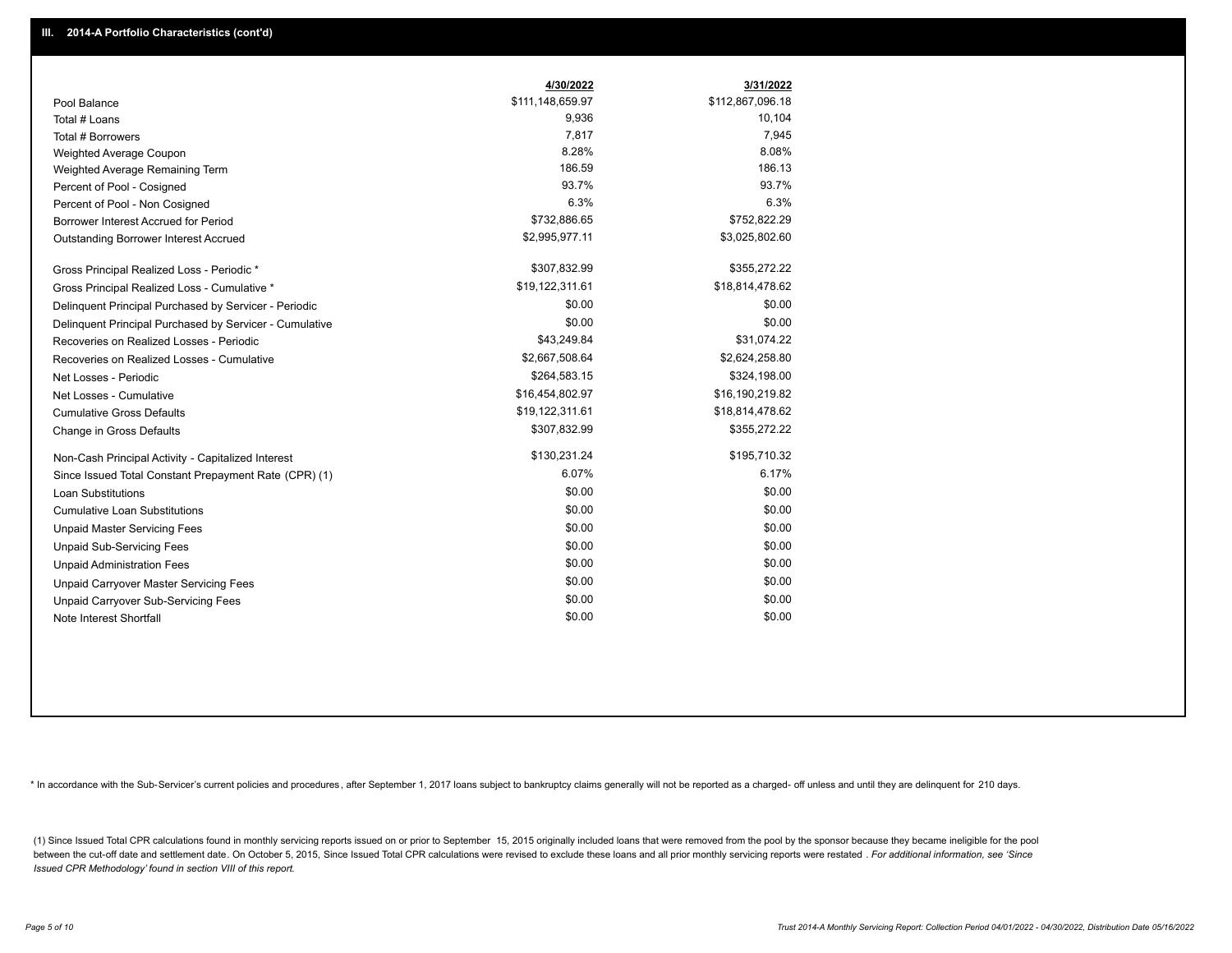## III. 2014-A Portfolio Characteristics (cont'd)

| | 4/30/2022 | 3/31/2022 |
|---|---|---|
| Pool Balance | $111,148,659.97 | $112,867,096.18 |
| Total # Loans | 9,936 | 10,104 |
| Total # Borrowers | 7,817 | 7,945 |
| Weighted Average Coupon | 8.28% | 8.08% |
| Weighted Average Remaining Term | 186.59 | 186.13 |
| Percent of Pool - Cosigned | 93.7% | 93.7% |
| Percent of Pool - Non Cosigned | 6.3% | 6.3% |
| Borrower Interest Accrued for Period | $732,886.65 | $752,822.29 |
| Outstanding Borrower Interest Accrued | $2,995,977.11 | $3,025,802.60 |
| Gross Principal Realized Loss - Periodic * | $307,832.99 | $355,272.22 |
| Gross Principal Realized Loss - Cumulative * | $19,122,311.61 | $18,814,478.62 |
| Delinquent Principal Purchased by Servicer - Periodic | $0.00 | $0.00 |
| Delinquent Principal Purchased by Servicer - Cumulative | $0.00 | $0.00 |
| Recoveries on Realized Losses - Periodic | $43,249.84 | $31,074.22 |
| Recoveries on Realized Losses - Cumulative | $2,667,508.64 | $2,624,258.80 |
| Net Losses - Periodic | $264,583.15 | $324,198.00 |
| Net Losses - Cumulative | $16,454,802.97 | $16,190,219.82 |
| Cumulative Gross Defaults | $19,122,311.61 | $18,814,478.62 |
| Change in Gross Defaults | $307,832.99 | $355,272.22 |
| Non-Cash Principal Activity - Capitalized Interest | $130,231.24 | $195,710.32 |
| Since Issued Total Constant Prepayment Rate (CPR) (1) | 6.07% | 6.17% |
| Loan Substitutions | $0.00 | $0.00 |
| Cumulative Loan Substitutions | $0.00 | $0.00 |
| Unpaid Master Servicing Fees | $0.00 | $0.00 |
| Unpaid Sub-Servicing Fees | $0.00 | $0.00 |
| Unpaid Administration Fees | $0.00 | $0.00 |
| Unpaid Carryover Master Servicing Fees | $0.00 | $0.00 |
| Unpaid Carryover Sub-Servicing Fees | $0.00 | $0.00 |
| Note Interest Shortfall | $0.00 | $0.00 |

* In accordance with the Sub-Servicer's current policies and procedures, after September 1, 2017 loans subject to bankruptcy claims generally will not be reported as a charged- off unless and until they are delinquent for 210 days.

(1) Since Issued Total CPR calculations found in monthly servicing reports issued on or prior to September 15, 2015 originally included loans that were removed from the pool by the sponsor because they became ineligible for the pool between the cut-off date and settlement date. On October 5, 2015, Since Issued Total CPR calculations were revised to exclude these loans and all prior monthly servicing reports were restated . *For additional information, see 'Since Issued CPR Methodology' found in section VIII of this report.*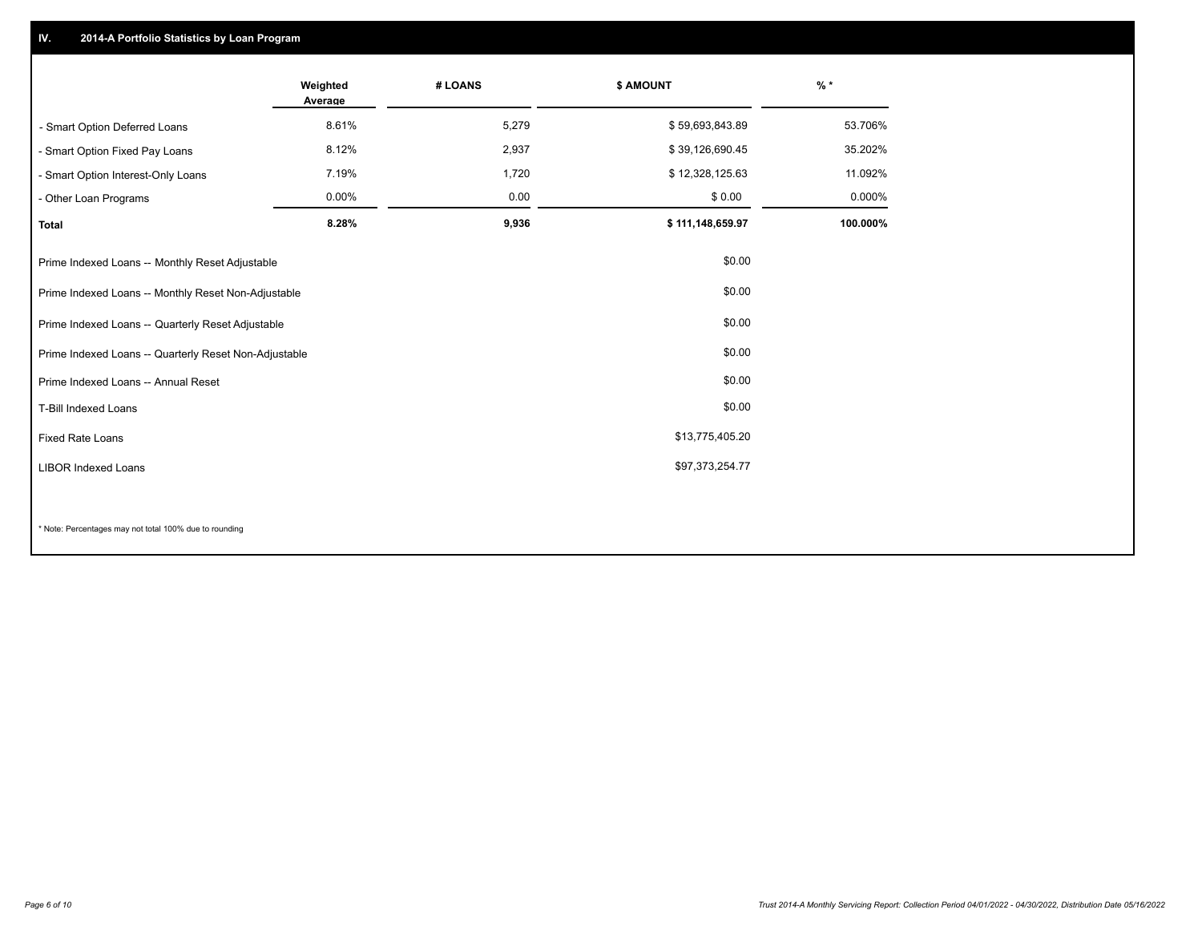## IV. 2014-A Portfolio Statistics by Loan Program

| | Weighted Average | # LOANS | $ AMOUNT | % * |
|---|---|---|---|---|
| - Smart Option Deferred Loans | 8.61% | 5,279 | $ 59,693,843.89 | 53.706% |
| - Smart Option Fixed Pay Loans | 8.12% | 2,937 | $ 39,126,690.45 | 35.202% |
| - Smart Option Interest-Only Loans | 7.19% | 1,720 | $ 12,328,125.63 | 11.092% |
| - Other Loan Programs | 0.00% | 0.00 | $ 0.00 | 0.000% |
| **Total** | **8.28%** | **9,936** | **$ 111,148,659.97** | **100.000%** |

| | |
|---|---|
| Prime Indexed Loans -- Monthly Reset Adjustable | $0.00 |
| Prime Indexed Loans -- Monthly Reset Non-Adjustable | $0.00 |
| Prime Indexed Loans -- Quarterly Reset Adjustable | $0.00 |
| Prime Indexed Loans -- Quarterly Reset Non-Adjustable | $0.00 |
| Prime Indexed Loans -- Annual Reset | $0.00 |
| T-Bill Indexed Loans | $0.00 |
| Fixed Rate Loans | $13,775,405.20 |
| LIBOR Indexed Loans | $97,373,254.77 |

* Note: Percentages may not total 100% due to rounding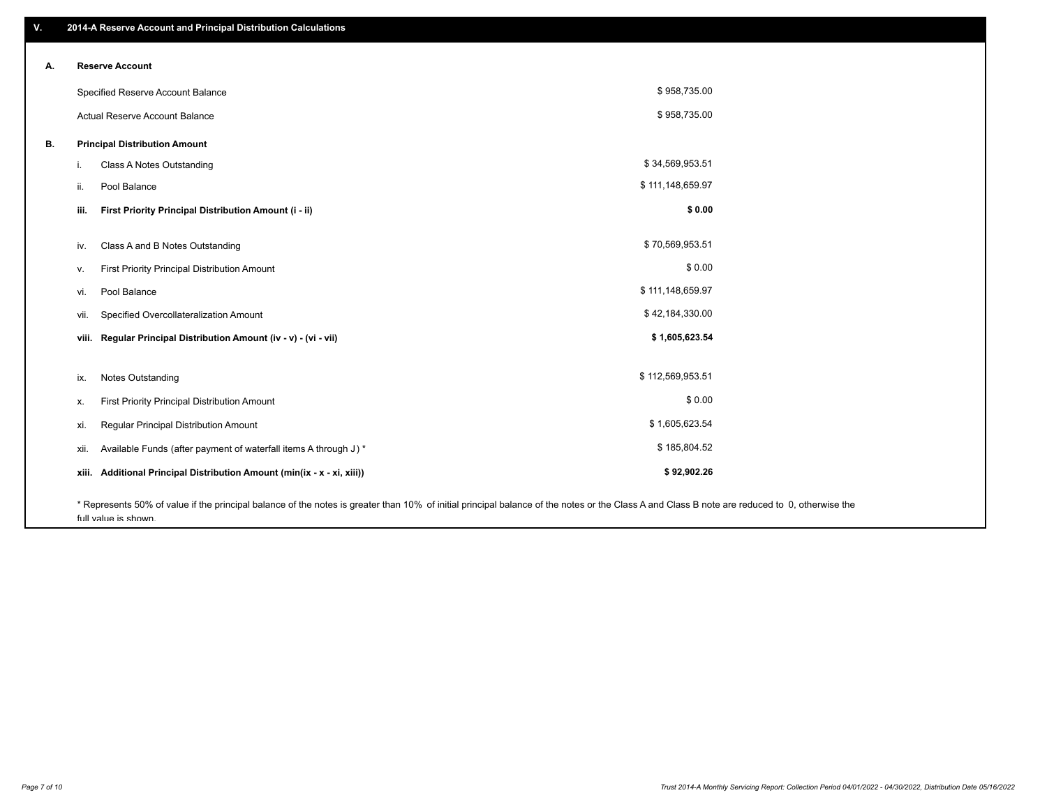## V. 2014-A Reserve Account and Principal Distribution Calculations

### A. Reserve Account

| | |
|---|---|
| Specified Reserve Account Balance | $ 958,735.00 |
| Actual Reserve Account Balance | $ 958,735.00 |

### B. Principal Distribution Amount

| | | |
|---|---|---|
| i. | Class A Notes Outstanding | $ 34,569,953.51 |
| ii. | Pool Balance | $ 111,148,659.97 |
| **iii.** | **First Priority Principal Distribution Amount (i - ii)** | **$ 0.00** |
| iv. | Class A and B Notes Outstanding | $ 70,569,953.51 |
| v. | First Priority Principal Distribution Amount | $ 0.00 |
| vi. | Pool Balance | $ 111,148,659.97 |
| vii. | Specified Overcollateralization Amount | $ 42,184,330.00 |
| **viii.** | **Regular Principal Distribution Amount (iv - v) - (vi - vii)** | **$ 1,605,623.54** |
| ix. | Notes Outstanding | $ 112,569,953.51 |
| x. | First Priority Principal Distribution Amount | $ 0.00 |
| xi. | Regular Principal Distribution Amount | $ 1,605,623.54 |
| xii. | Available Funds (after payment of waterfall items A through J ) * | $ 185,804.52 |
| **xiii.** | **Additional Principal Distribution Amount (min(ix - x - xi, xiii))** | **$ 92,902.26** |

* Represents 50% of value if the principal balance of the notes is greater than 10% of initial principal balance of the notes or the Class A and Class B note are reduced to 0, otherwise the full value is shown.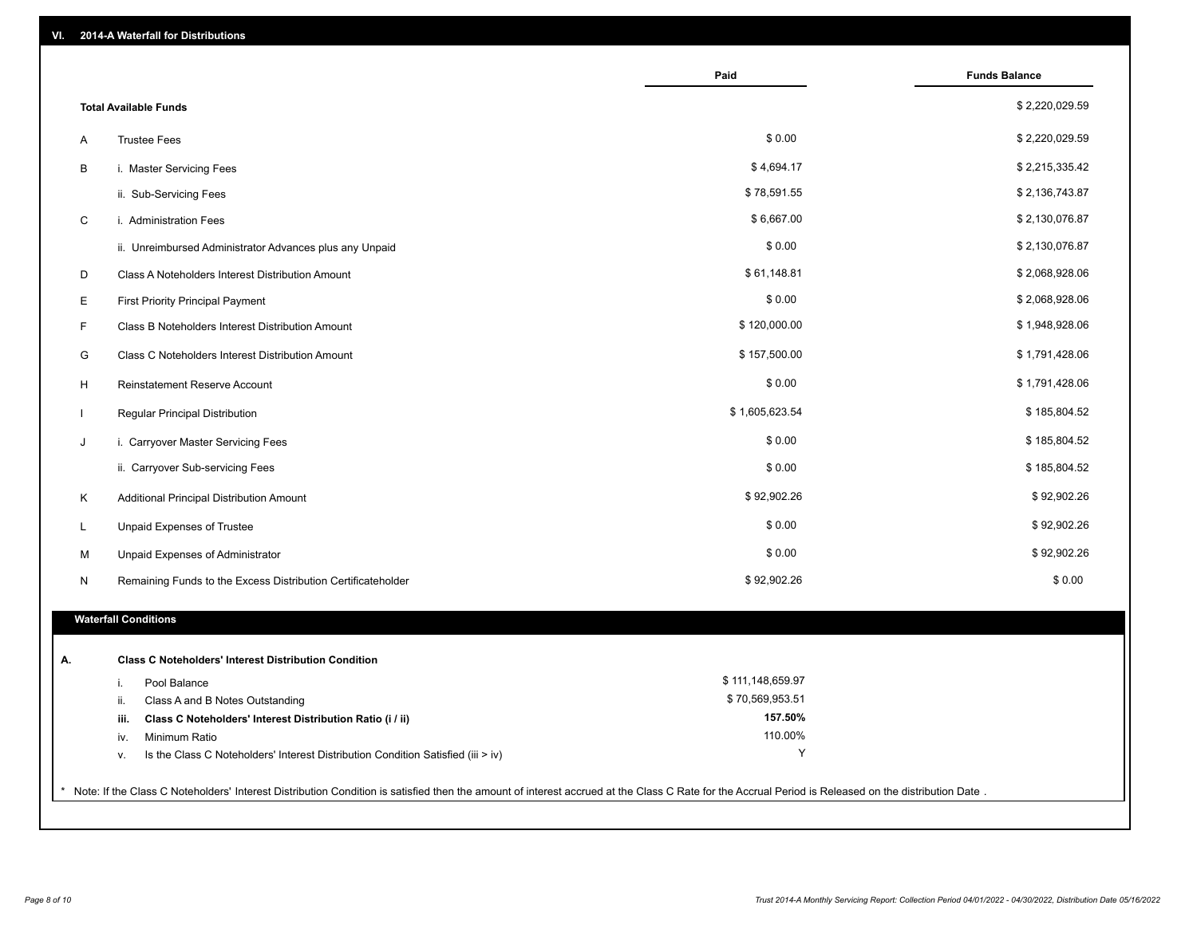## VI. 2014-A Waterfall for Distributions

| | | Paid | Funds Balance |
|---|---|---|---|
| | **Total Available Funds** | | $ 2,220,029.59 |
| A | Trustee Fees | $ 0.00 | $ 2,220,029.59 |
| B | i. Master Servicing Fees | $ 4,694.17 | $ 2,215,335.42 |
| | ii. Sub-Servicing Fees | $ 78,591.55 | $ 2,136,743.87 |
| C | i. Administration Fees | $ 6,667.00 | $ 2,130,076.87 |
| | ii. Unreimbursed Administrator Advances plus any Unpaid | $ 0.00 | $ 2,130,076.87 |
| D | Class A Noteholders Interest Distribution Amount | $ 61,148.81 | $ 2,068,928.06 |
| E | First Priority Principal Payment | $ 0.00 | $ 2,068,928.06 |
| F | Class B Noteholders Interest Distribution Amount | $ 120,000.00 | $ 1,948,928.06 |
| G | Class C Noteholders Interest Distribution Amount | $ 157,500.00 | $ 1,791,428.06 |
| H | Reinstatement Reserve Account | $ 0.00 | $ 1,791,428.06 |
| I | Regular Principal Distribution | $ 1,605,623.54 | $ 185,804.52 |
| J | i. Carryover Master Servicing Fees | $ 0.00 | $ 185,804.52 |
| | ii. Carryover Sub-servicing Fees | $ 0.00 | $ 185,804.52 |
| K | Additional Principal Distribution Amount | $ 92,902.26 | $ 92,902.26 |
| L | Unpaid Expenses of Trustee | $ 0.00 | $ 92,902.26 |
| M | Unpaid Expenses of Administrator | $ 0.00 | $ 92,902.26 |
| N | Remaining Funds to the Excess Distribution Certificateholder | $ 92,902.26 | $ 0.00 |

### Waterfall Conditions

**A. Class C Noteholders' Interest Distribution Condition**

| | | |
|---|---|---|
| i. | Pool Balance | $ 111,148,659.97 |
| ii. | Class A and B Notes Outstanding | $ 70,569,953.51 |
| **iii.** | **Class C Noteholders' Interest Distribution Ratio (i / ii)** | **157.50%** |
| iv. | Minimum Ratio | 110.00% |
| v. | Is the Class C Noteholders' Interest Distribution Condition Satisfied (iii > iv) | Y |

* Note: If the Class C Noteholders' Interest Distribution Condition is satisfied then the amount of interest accrued at the Class C Rate for the Accrual Period is Released on the distribution Date .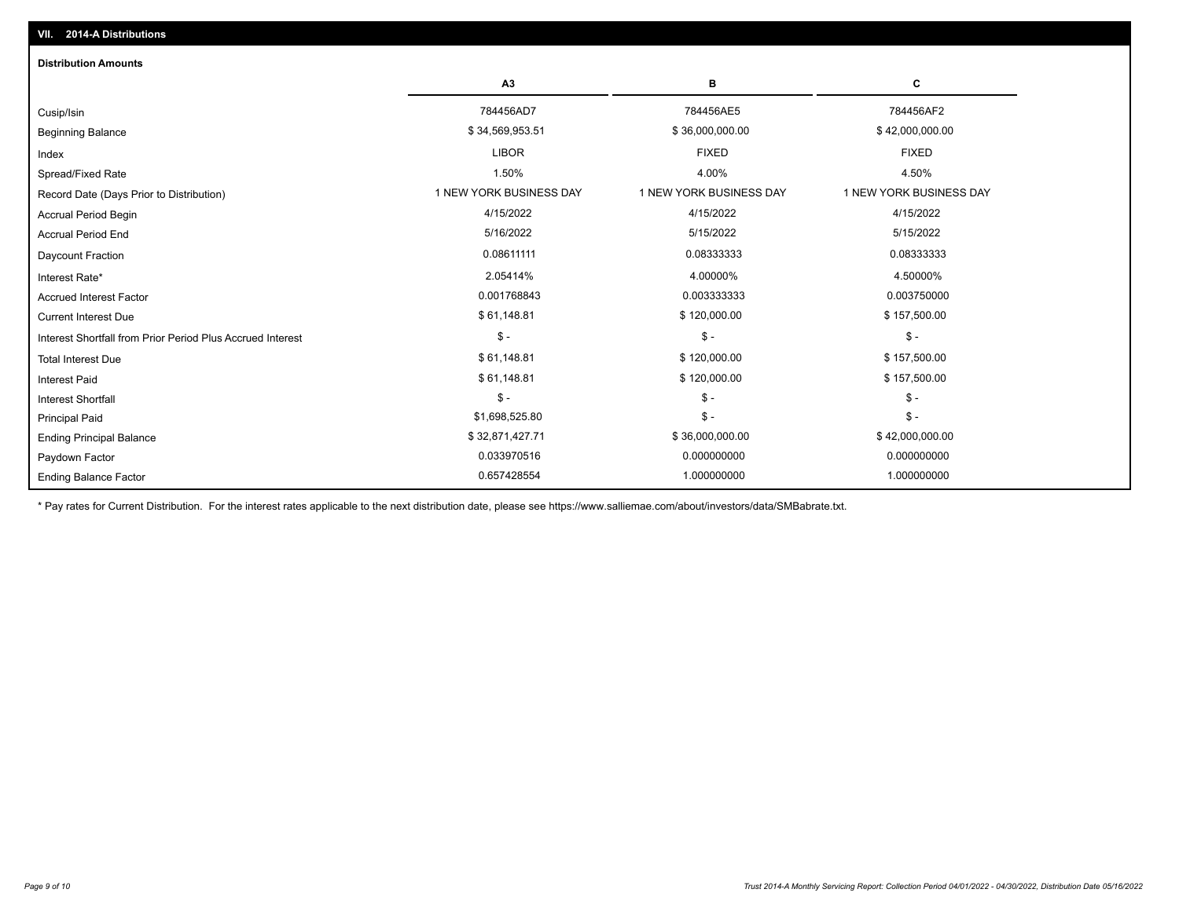## VII. 2014-A Distributions

### Distribution Amounts

| | A3 | B | C |
|---|---|---|---|
| Cusip/Isin | 784456AD7 | 784456AE5 | 784456AF2 |
| Beginning Balance | $ 34,569,953.51 | $ 36,000,000.00 | $ 42,000,000.00 |
| Index | LIBOR | FIXED | FIXED |
| Spread/Fixed Rate | 1.50% | 4.00% | 4.50% |
| Record Date (Days Prior to Distribution) | 1 NEW YORK BUSINESS DAY | 1 NEW YORK BUSINESS DAY | 1 NEW YORK BUSINESS DAY |
| Accrual Period Begin | 4/15/2022 | 4/15/2022 | 4/15/2022 |
| Accrual Period End | 5/16/2022 | 5/15/2022 | 5/15/2022 |
| Daycount Fraction | 0.08611111 | 0.08333333 | 0.08333333 |
| Interest Rate* | 2.05414% | 4.00000% | 4.50000% |
| Accrued Interest Factor | 0.001768843 | 0.003333333 | 0.003750000 |
| Current Interest Due | $ 61,148.81 | $ 120,000.00 | $ 157,500.00 |
| Interest Shortfall from Prior Period Plus Accrued Interest | $ - | $ - | $ - |
| Total Interest Due | $ 61,148.81 | $ 120,000.00 | $ 157,500.00 |
| Interest Paid | $ 61,148.81 | $ 120,000.00 | $ 157,500.00 |
| Interest Shortfall | $ - | $ - | $ - |
| Principal Paid | $1,698,525.80 | $ - | $ - |
| Ending Principal Balance | $ 32,871,427.71 | $ 36,000,000.00 | $ 42,000,000.00 |
| Paydown Factor | 0.033970516 | 0.000000000 | 0.000000000 |
| Ending Balance Factor | 0.657428554 | 1.000000000 | 1.000000000 |

* Pay rates for Current Distribution. For the interest rates applicable to the next distribution date, please see https://www.salliemae.com/about/investors/data/SMBabrate.txt.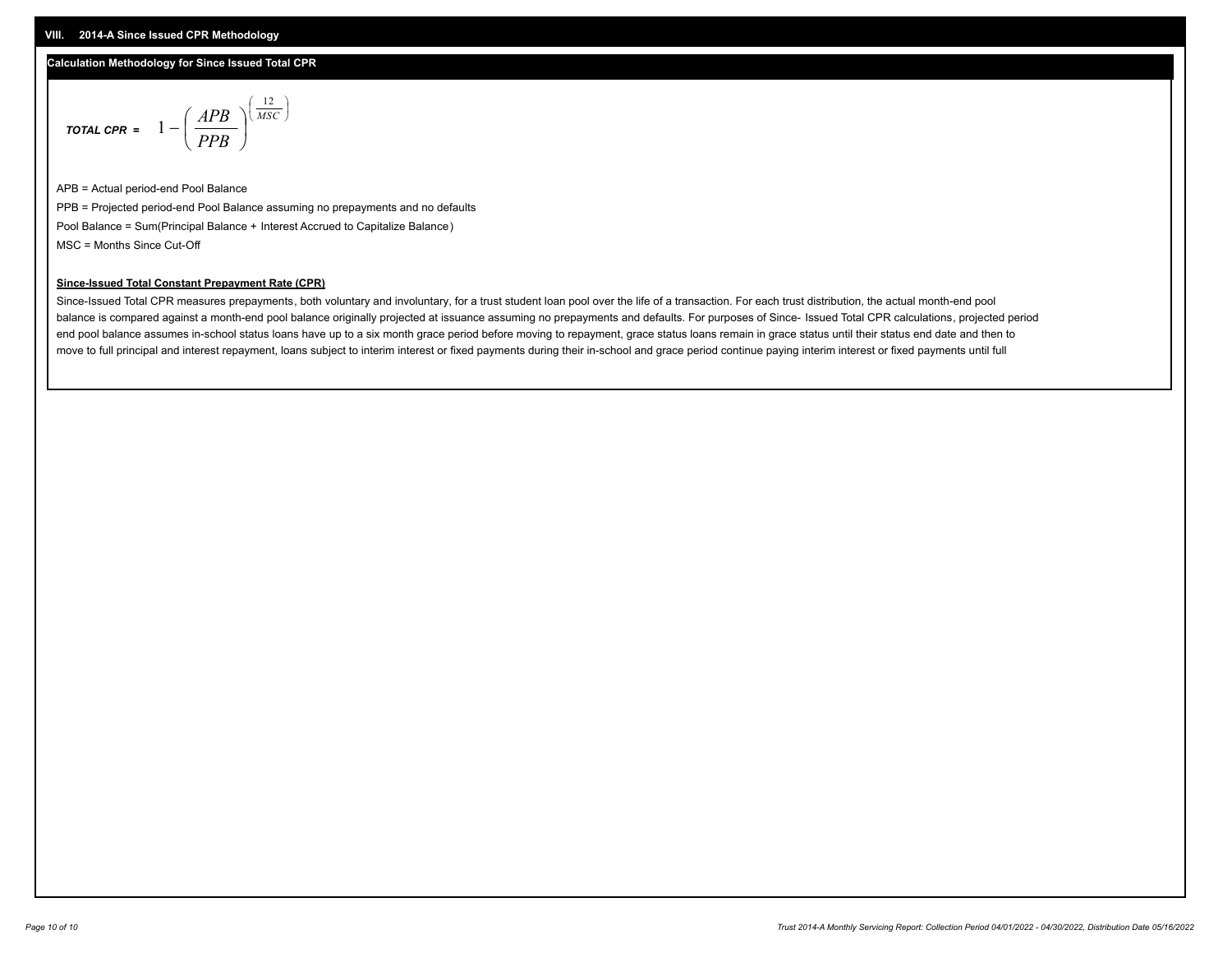## VIII. 2014-A Since Issued CPR Methodology

### Calculation Methodology for Since Issued Total CPR

$$TOTAL\ CPR = 1 - \left(\frac{APB}{PPB}\right)^{\left(\frac{12}{MSC}\right)}$$

APB = Actual period-end Pool Balance

PPB = Projected period-end Pool Balance assuming no prepayments and no defaults

Pool Balance = Sum(Principal Balance + Interest Accrued to Capitalize Balance)

MSC = Months Since Cut-Off

**Since-Issued Total Constant Prepayment Rate (CPR)**

Since-Issued Total CPR measures prepayments, both voluntary and involuntary, for a trust student loan pool over the life of a transaction. For each trust distribution, the actual month-end pool balance is compared against a month-end pool balance originally projected at issuance assuming no prepayments and defaults. For purposes of Since- Issued Total CPR calculations, projected period end pool balance assumes in-school status loans have up to a six month grace period before moving to repayment, grace status loans remain in grace status until their status end date and then to move to full principal and interest repayment, loans subject to interim interest or fixed payments during their in-school and grace period continue paying interim interest or fixed payments until full